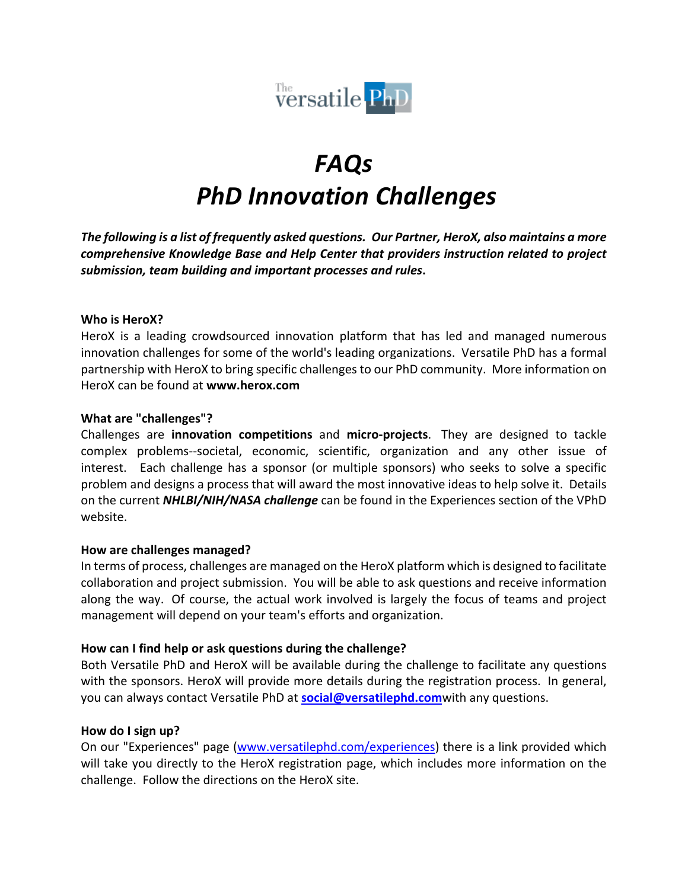# *FAQs*
# *PhD Innovation Challenges*

***The following is a list of frequently asked questions. Our Partner, HeroX, also maintains a more comprehensive Knowledge Base and Help Center that providers instruction related to project submission, team building and important processes and rules*.**

**Who is HeroX?**

HeroX is a leading crowdsourced innovation platform that has led and managed numerous innovation challenges for some of the world's leading organizations. Versatile PhD has a formal partnership with HeroX to bring specific challenges to our PhD community. More information on HeroX can be found at **www.herox.com**

**What are "challenges"?**

Challenges are **innovation competitions** and **micro-projects**. They are designed to tackle complex problems--societal, economic, scientific, organization and any other issue of interest. Each challenge has a sponsor (or multiple sponsors) who seeks to solve a specific problem and designs a process that will award the most innovative ideas to help solve it. Details on the current ***NHLBI/NIH/NASA challenge*** can be found in the Experiences section of the VPhD website.

**How are challenges managed?**

In terms of process, challenges are managed on the HeroX platform which is designed to facilitate collaboration and project submission. You will be able to ask questions and receive information along the way. Of course, the actual work involved is largely the focus of teams and project management will depend on your team's efforts and organization.

**How can I find help or ask questions during the challenge?**

Both Versatile PhD and HeroX will be available during the challenge to facilitate any questions with the sponsors. HeroX will provide more details during the registration process. In general, you can always contact Versatile PhD at **social@versatilephd.com**with any questions.

**How do I sign up?**

On our "Experiences" page (www.versatilephd.com/experiences) there is a link provided which will take you directly to the HeroX registration page, which includes more information on the challenge. Follow the directions on the HeroX site.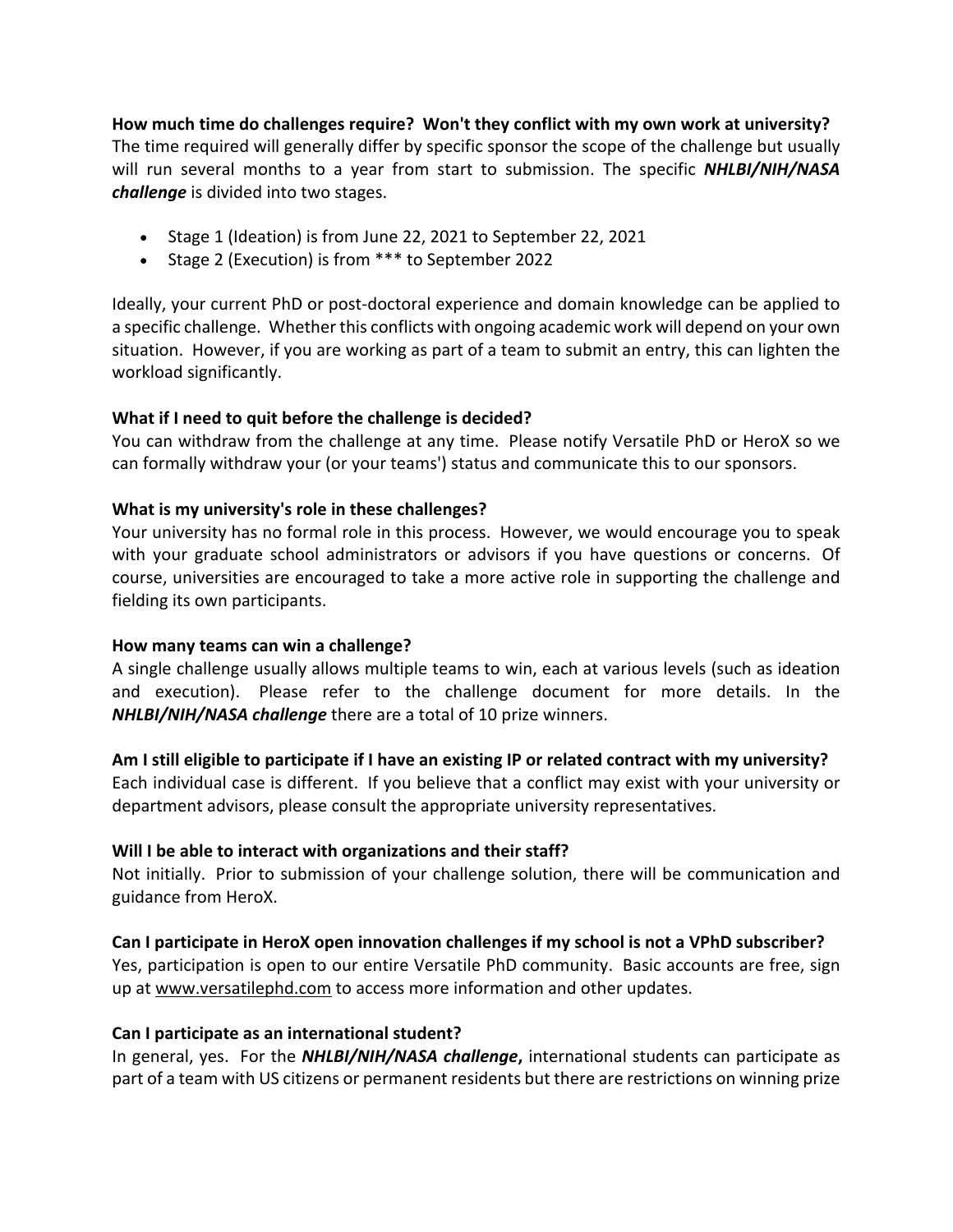**How much time do challenges require? Won't they conflict with my own work at university?**
The time required will generally differ by specific sponsor the scope of the challenge but usually will run several months to a year from start to submission. The specific ***NHLBI/NIH/NASA challenge*** is divided into two stages.

- Stage 1 (Ideation) is from June 22, 2021 to September 22, 2021
- Stage 2 (Execution) is from *** to September 2022

Ideally, your current PhD or post-doctoral experience and domain knowledge can be applied to a specific challenge. Whether this conflicts with ongoing academic work will depend on your own situation. However, if you are working as part of a team to submit an entry, this can lighten the workload significantly.

**What if I need to quit before the challenge is decided?**
You can withdraw from the challenge at any time. Please notify Versatile PhD or HeroX so we can formally withdraw your (or your teams') status and communicate this to our sponsors.

**What is my university's role in these challenges?**
Your university has no formal role in this process. However, we would encourage you to speak with your graduate school administrators or advisors if you have questions or concerns. Of course, universities are encouraged to take a more active role in supporting the challenge and fielding its own participants.

**How many teams can win a challenge?**
A single challenge usually allows multiple teams to win, each at various levels (such as ideation and execution). Please refer to the challenge document for more details. In the ***NHLBI/NIH/NASA challenge*** there are a total of 10 prize winners.

**Am I still eligible to participate if I have an existing IP or related contract with my university?**
Each individual case is different. If you believe that a conflict may exist with your university or department advisors, please consult the appropriate university representatives.

**Will I be able to interact with organizations and their staff?**
Not initially. Prior to submission of your challenge solution, there will be communication and guidance from HeroX.

**Can I participate in HeroX open innovation challenges if my school is not a VPhD subscriber?**
Yes, participation is open to our entire Versatile PhD community. Basic accounts are free, sign up at www.versatilephd.com to access more information and other updates.

**Can I participate as an international student?**
In general, yes. For the ***NHLBI/NIH/NASA challenge*****,** international students can participate as part of a team with US citizens or permanent residents but there are restrictions on winning prize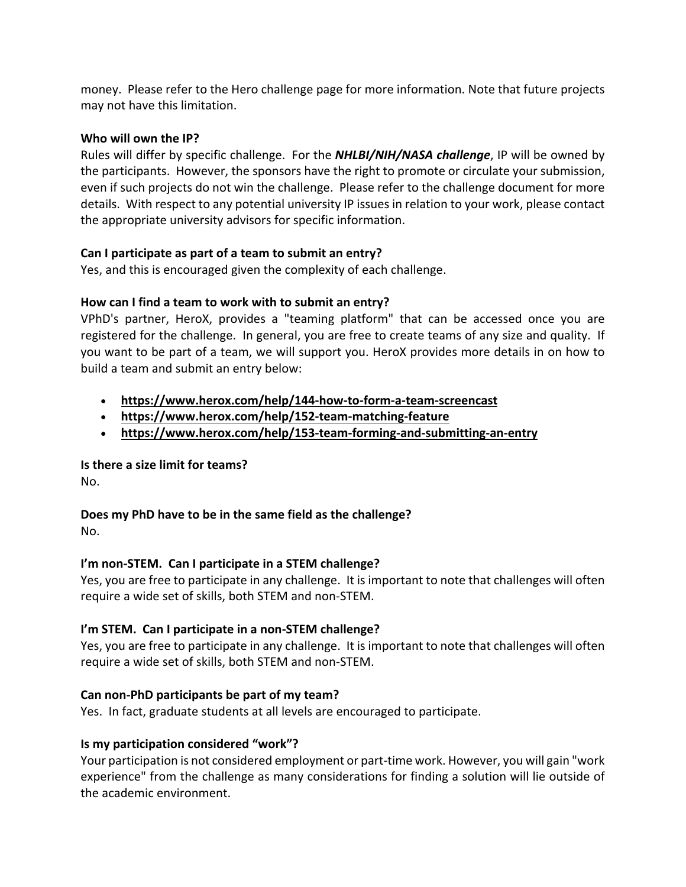money. Please refer to the Hero challenge page for more information. Note that future projects may not have this limitation.

**Who will own the IP?**

Rules will differ by specific challenge. For the ***NHLBI/NIH/NASA challenge***, IP will be owned by the participants. However, the sponsors have the right to promote or circulate your submission, even if such projects do not win the challenge. Please refer to the challenge document for more details. With respect to any potential university IP issues in relation to your work, please contact the appropriate university advisors for specific information.

**Can I participate as part of a team to submit an entry?**

Yes, and this is encouraged given the complexity of each challenge.

**How can I find a team to work with to submit an entry?**

VPhD's partner, HeroX, provides a "teaming platform" that can be accessed once you are registered for the challenge. In general, you are free to create teams of any size and quality. If you want to be part of a team, we will support you. HeroX provides more details in on how to build a team and submit an entry below:

- **https://www.herox.com/help/144-how-to-form-a-team-screencast**
- **https://www.herox.com/help/152-team-matching-feature**
- **https://www.herox.com/help/153-team-forming-and-submitting-an-entry**

**Is there a size limit for teams?**

No.

**Does my PhD have to be in the same field as the challenge?**

No.

**I'm non-STEM. Can I participate in a STEM challenge?**

Yes, you are free to participate in any challenge. It is important to note that challenges will often require a wide set of skills, both STEM and non-STEM.

**I'm STEM. Can I participate in a non-STEM challenge?**

Yes, you are free to participate in any challenge. It is important to note that challenges will often require a wide set of skills, both STEM and non-STEM.

**Can non-PhD participants be part of my team?**

Yes. In fact, graduate students at all levels are encouraged to participate.

**Is my participation considered "work"?**

Your participation is not considered employment or part-time work. However, you will gain "work experience" from the challenge as many considerations for finding a solution will lie outside of the academic environment.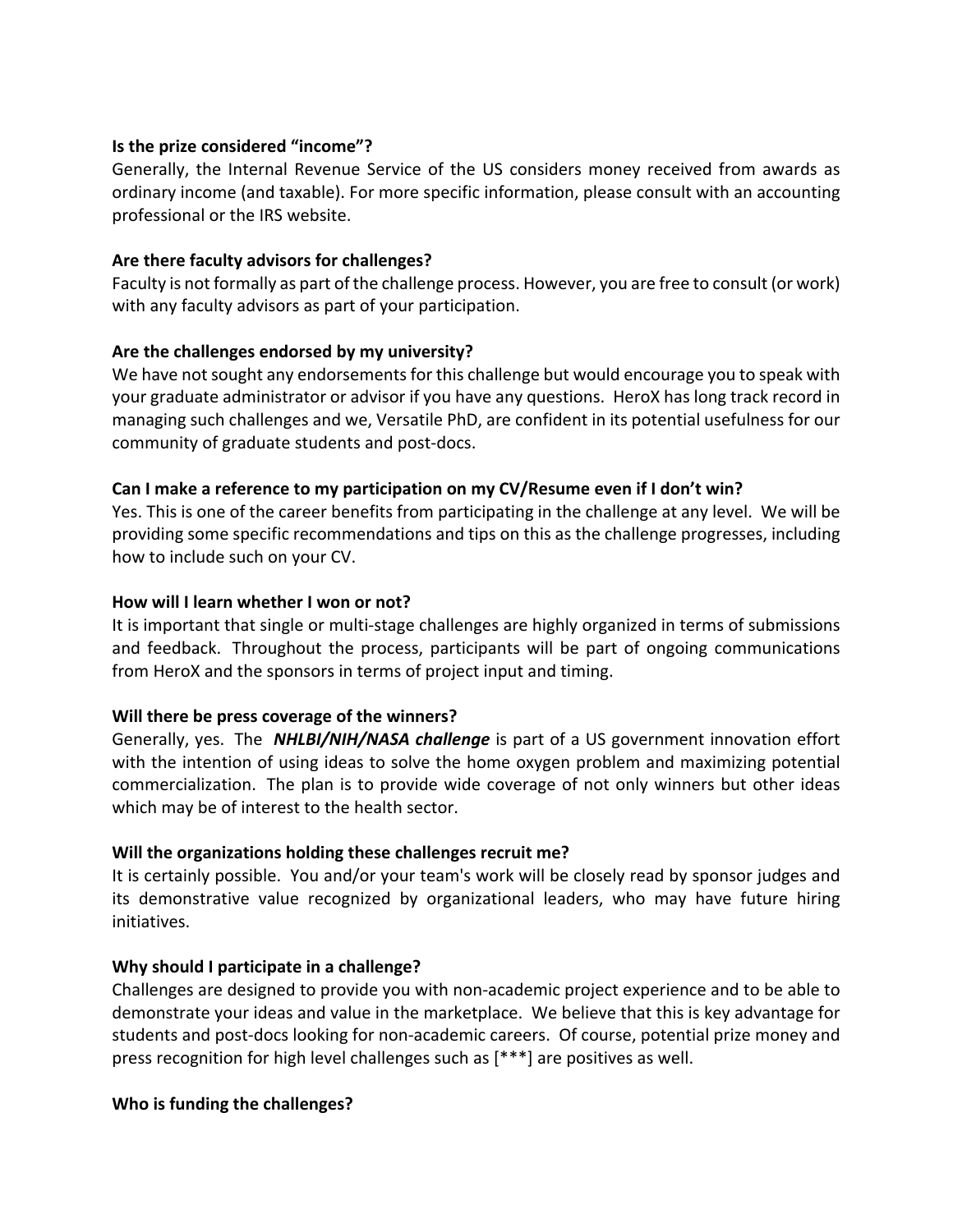**Is the prize considered "income"?**
Generally, the Internal Revenue Service of the US considers money received from awards as ordinary income (and taxable). For more specific information, please consult with an accounting professional or the IRS website.

**Are there faculty advisors for challenges?**
Faculty is not formally as part of the challenge process. However, you are free to consult (or work) with any faculty advisors as part of your participation.

**Are the challenges endorsed by my university?**
We have not sought any endorsements for this challenge but would encourage you to speak with your graduate administrator or advisor if you have any questions. HeroX has long track record in managing such challenges and we, Versatile PhD, are confident in its potential usefulness for our community of graduate students and post-docs.

**Can I make a reference to my participation on my CV/Resume even if I don't win?**
Yes. This is one of the career benefits from participating in the challenge at any level. We will be providing some specific recommendations and tips on this as the challenge progresses, including how to include such on your CV.

**How will I learn whether I won or not?**
It is important that single or multi-stage challenges are highly organized in terms of submissions and feedback. Throughout the process, participants will be part of ongoing communications from HeroX and the sponsors in terms of project input and timing.

**Will there be press coverage of the winners?**
Generally, yes. The ***NHLBI/NIH/NASA challenge*** is part of a US government innovation effort with the intention of using ideas to solve the home oxygen problem and maximizing potential commercialization. The plan is to provide wide coverage of not only winners but other ideas which may be of interest to the health sector.

**Will the organizations holding these challenges recruit me?**
It is certainly possible. You and/or your team's work will be closely read by sponsor judges and its demonstrative value recognized by organizational leaders, who may have future hiring initiatives.

**Why should I participate in a challenge?**
Challenges are designed to provide you with non-academic project experience and to be able to demonstrate your ideas and value in the marketplace. We believe that this is key advantage for students and post-docs looking for non-academic careers. Of course, potential prize money and press recognition for high level challenges such as [***] are positives as well.

**Who is funding the challenges?**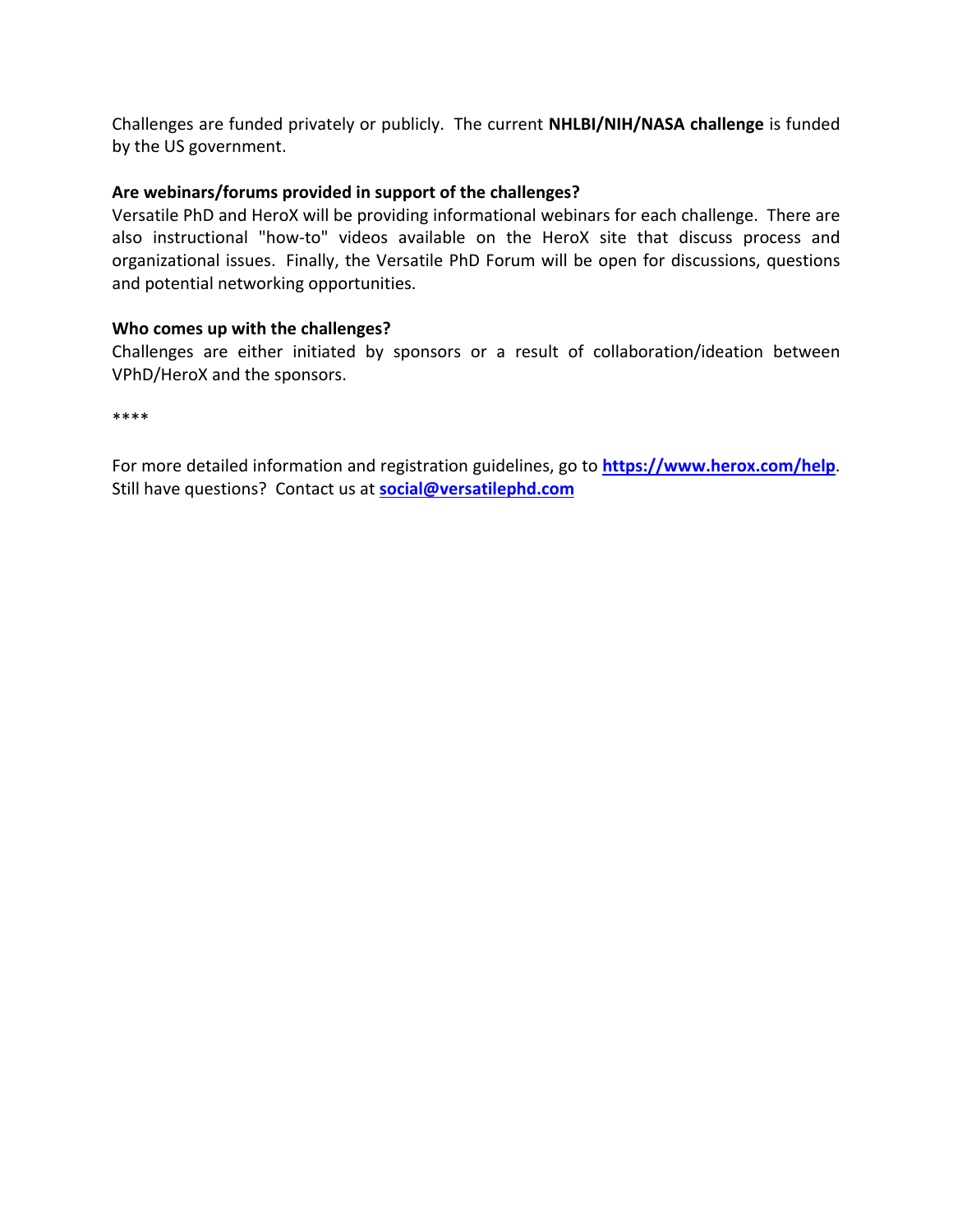Challenges are funded privately or publicly. The current **NHLBI/NIH/NASA challenge** is funded by the US government.

**Are webinars/forums provided in support of the challenges?**

Versatile PhD and HeroX will be providing informational webinars for each challenge. There are also instructional "how-to" videos available on the HeroX site that discuss process and organizational issues. Finally, the Versatile PhD Forum will be open for discussions, questions and potential networking opportunities.

**Who comes up with the challenges?**

Challenges are either initiated by sponsors or a result of collaboration/ideation between VPhD/HeroX and the sponsors.

****

For more detailed information and registration guidelines, go to **[https://www.herox.com/help](https://www.herox.com/help)**.
Still have questions? Contact us at **[social@versatilephd.com](mailto:social@versatilephd.com)**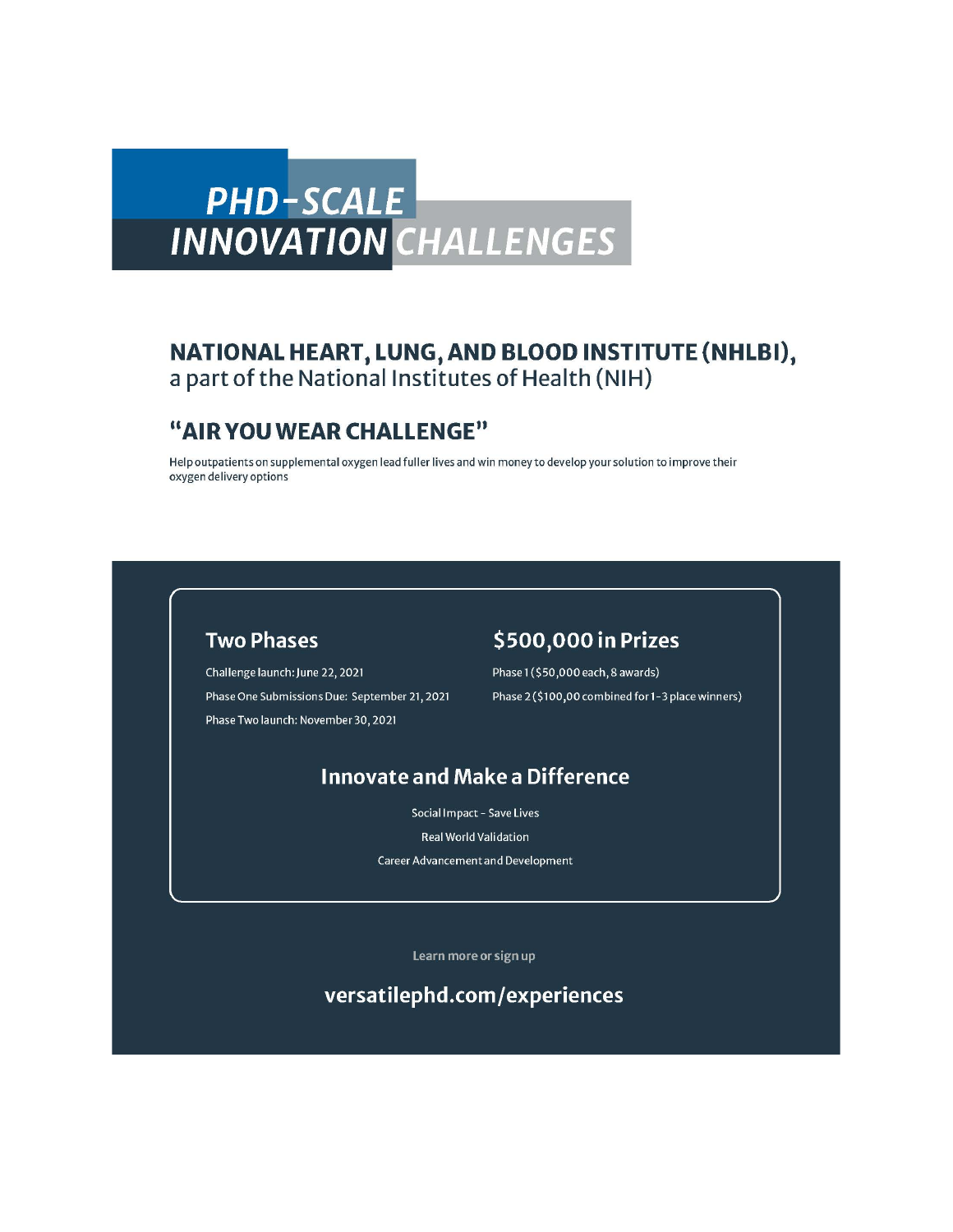# PHD-SCALE INNOVATION CHALLENGES

## NATIONAL HEART, LUNG, AND BLOOD INSTITUTE (NHLBI),
a part of the National Institutes of Health (NIH)

## "AIR YOU WEAR CHALLENGE"

Help outpatients on supplemental oxygen lead fuller lives and win money to develop your solution to improve their oxygen delivery options

### Two Phases

Challenge launch: June 22, 2021

Phase One Submissions Due: September 21, 2021

Phase Two launch: November 30, 2021

### $500,000 in Prizes

Phase 1 ($50,000 each, 8 awards)

Phase 2 ($100,00 combined for 1-3 place winners)

### Innovate and Make a Difference

Social Impact - Save Lives

Real World Validation

Career Advancement and Development

Learn more or sign up

**versatilephd.com/experiences**